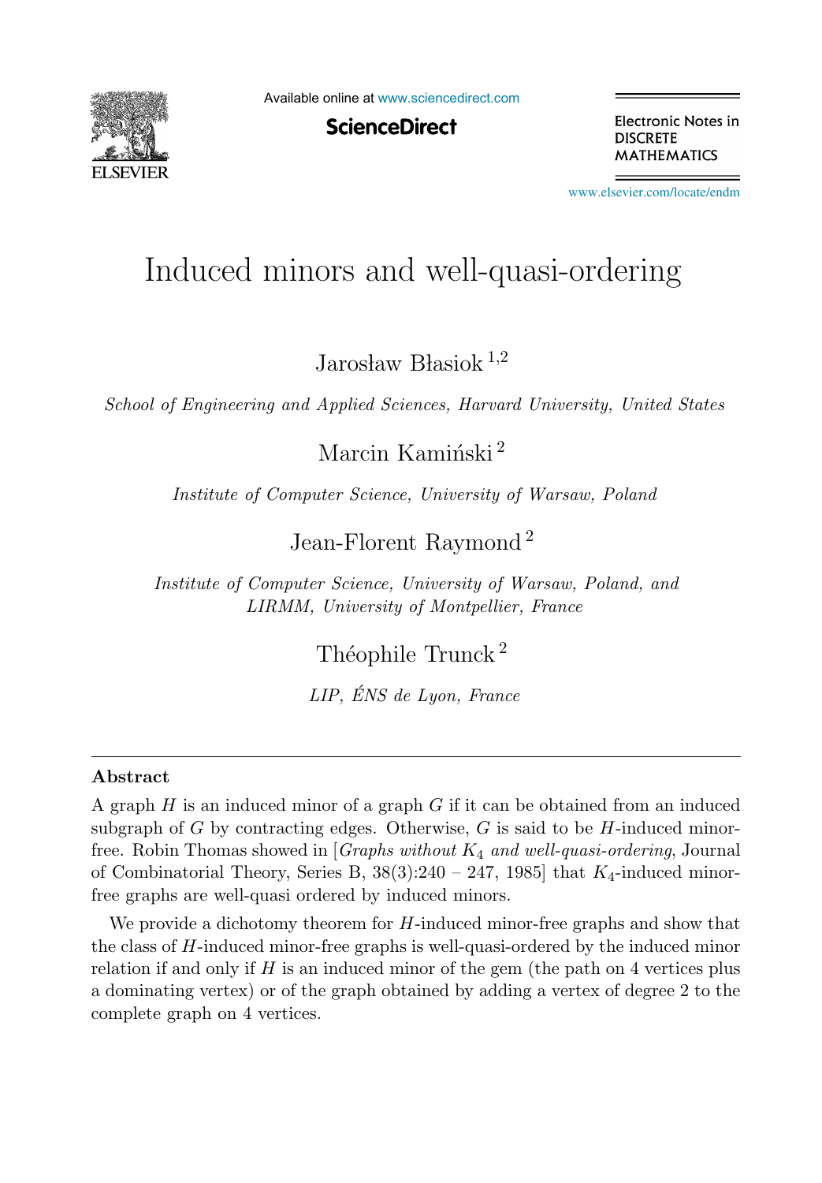# Induced minors and well-quasi-ordering

Jarosław Błasiok [1,2]

*School of Engineering and Applied Sciences, Harvard University, United States*

Marcin Kamiński [2]

*Institute of Computer Science, University of Warsaw, Poland*

Jean-Florent Raymond [2]

*Institute of Computer Science, University of Warsaw, Poland, and LIRMM, University of Montpellier, France*

Théophile Trunck [2]

*LIP, ÉNS de Lyon, France*

---

## Abstract

A graph $H$ is an induced minor of a graph $G$ if it can be obtained from an induced subgraph of $G$ by contracting edges. Otherwise, $G$ is said to be $H$-induced minor-free. Robin Thomas showed in [*Graphs without $K_4$ and well-quasi-ordering*, Journal of Combinatorial Theory, Series B, 38(3):240 – 247, 1985] that $K_4$-induced minor-free graphs are well-quasi ordered by induced minors.

We provide a dichotomy theorem for $H$-induced minor-free graphs and show that the class of $H$-induced minor-free graphs is well-quasi-ordered by the induced minor relation if and only if $H$ is an induced minor of the gem (the path on 4 vertices plus a dominating vertex) or of the graph obtained by adding a vertex of degree 2 to the complete graph on 4 vertices.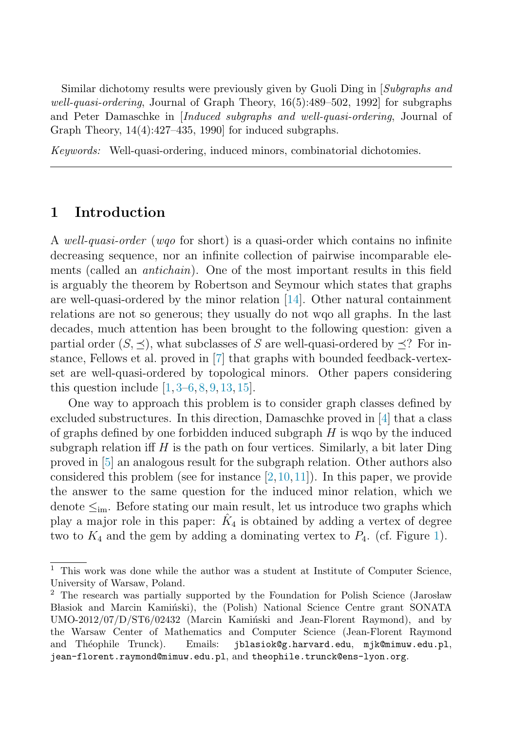Similar dichotomy results were previously given by Guoli Ding in [*Subgraphs and well-quasi-ordering*, Journal of Graph Theory, 16(5):489–502, 1992] for subgraphs and Peter Damaschke in [*Induced subgraphs and well-quasi-ordering*, Journal of Graph Theory, 14(4):427–435, 1990] for induced subgraphs.

*Keywords:* Well-quasi-ordering, induced minors, combinatorial dichotomies.

---

## 1 Introduction

A *well-quasi-order* (*wqo* for short) is a quasi-order which contains no infinite decreasing sequence, nor an infinite collection of pairwise incomparable elements (called an *antichain*). One of the most important results in this field is arguably the theorem by Robertson and Seymour which states that graphs are well-quasi-ordered by the minor relation [14]. Other natural containment relations are not so generous; they usually do not wqo all graphs. In the last decades, much attention has been brought to the following question: given a partial order $(S, \preceq)$, what subclasses of $S$ are well-quasi-ordered by $\preceq$? For instance, Fellows et al. proved in [7] that graphs with bounded feedback-vertex-set are well-quasi-ordered by topological minors. Other papers considering this question include [1, 3–6, 8, 9, 13, 15].

One way to approach this problem is to consider graph classes defined by excluded substructures. In this direction, Damaschke proved in [4] that a class of graphs defined by one forbidden induced subgraph $H$ is wqo by the induced subgraph relation iff $H$ is the path on four vertices. Similarly, a bit later Ding proved in [5] an analogous result for the subgraph relation. Other authors also considered this problem (see for instance [2, 10, 11]). In this paper, we provide the answer to the same question for the induced minor relation, which we denote $\leq_{\text{im}}$. Before stating our main result, let us introduce two graphs which play a major role in this paper: $\hat{K}_4$ is obtained by adding a vertex of degree two to $K_4$ and the gem by adding a dominating vertex to $P_4$. (cf. Figure 1).

---

[1] This work was done while the author was a student at Institute of Computer Science, University of Warsaw, Poland.

[2] The research was partially supported by the Foundation for Polish Science (Jarosław Błasiok and Marcin Kamiński), the (Polish) National Science Centre grant SONATA UMO-2012/07/D/ST6/02432 (Marcin Kamiński and Jean-Florent Raymond), and by the Warsaw Center of Mathematics and Computer Science (Jean-Florent Raymond and Théophile Trunck). Emails: `jblasiok@g.harvard.edu`, `mjk@mimuw.edu.pl`, `jean-florent.raymond@mimuw.edu.pl`, and `theophile.trunck@ens-lyon.org`.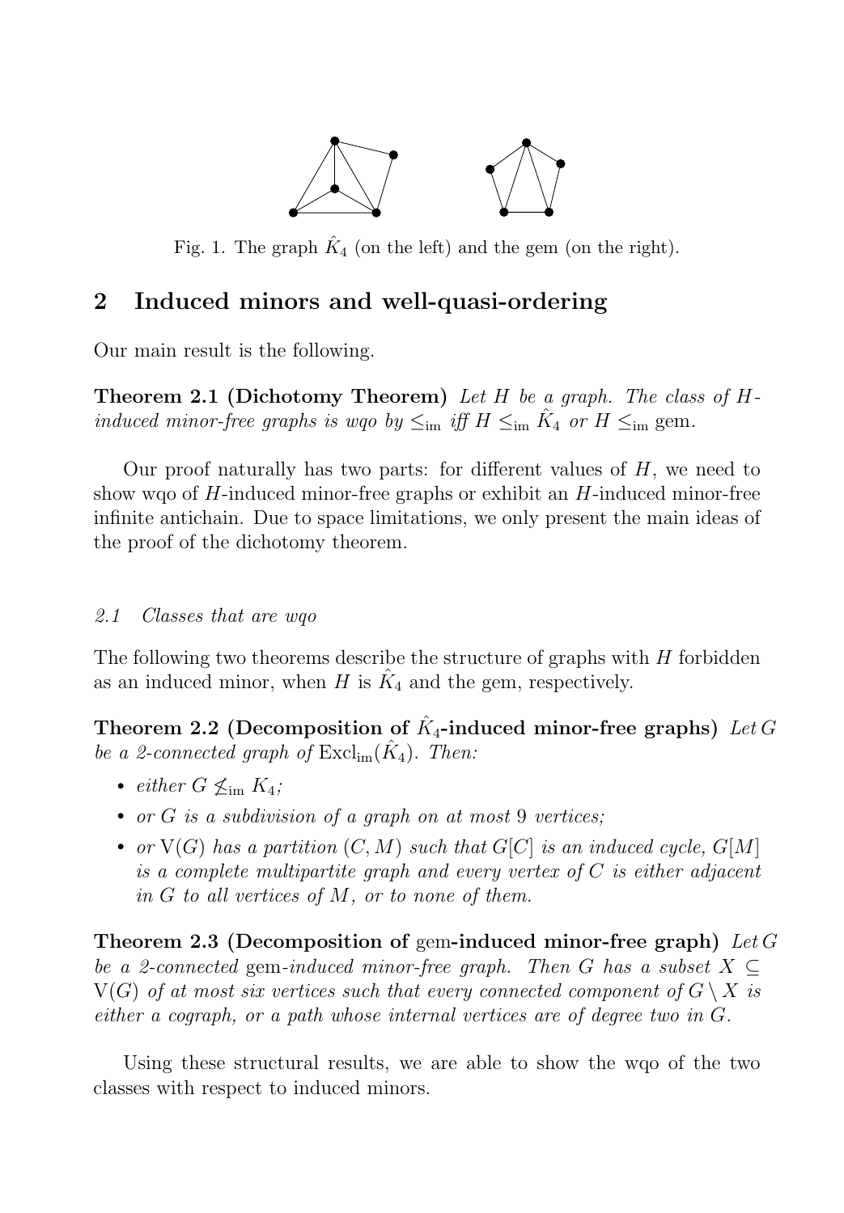Fig. 1. The graph $\hat{K}_4$ (on the left) and the gem (on the right).

## 2 Induced minors and well-quasi-ordering

Our main result is the following.

**Theorem 2.1 (Dichotomy Theorem)** *Let $H$ be a graph. The class of $H$-induced minor-free graphs is wqo by $\leq_{\text{im}}$ iff $H \leq_{\text{im}} \hat{K}_4$ or $H \leq_{\text{im}}$ gem.*

Our proof naturally has two parts: for different values of $H$, we need to show wqo of $H$-induced minor-free graphs or exhibit an $H$-induced minor-free infinite antichain. Due to space limitations, we only present the main ideas of the proof of the dichotomy theorem.

### 2.1 Classes that are wqo

The following two theorems describe the structure of graphs with $H$ forbidden as an induced minor, when $H$ is $\hat{K}_4$ and the gem, respectively.

**Theorem 2.2 (Decomposition of $\hat{K}_4$-induced minor-free graphs)** *Let $G$ be a 2-connected graph of $\text{Excl}_{\text{im}}(\hat{K}_4)$. Then:*

- *either $G \not\leq_{\text{im}} K_4$;*
- *or $G$ is a subdivision of a graph on at most 9 vertices;*
- *or $\text{V}(G)$ has a partition $(C, M)$ such that $G[C]$ is an induced cycle, $G[M]$ is a complete multipartite graph and every vertex of $C$ is either adjacent in $G$ to all vertices of $M$, or to none of them.*

**Theorem 2.3 (Decomposition of gem-induced minor-free graph)** *Let $G$ be a 2-connected gem-induced minor-free graph. Then $G$ has a subset $X \subseteq \text{V}(G)$ of at most six vertices such that every connected component of $G \setminus X$ is either a cograph, or a path whose internal vertices are of degree two in $G$.*

Using these structural results, we are able to show the wqo of the two classes with respect to induced minors.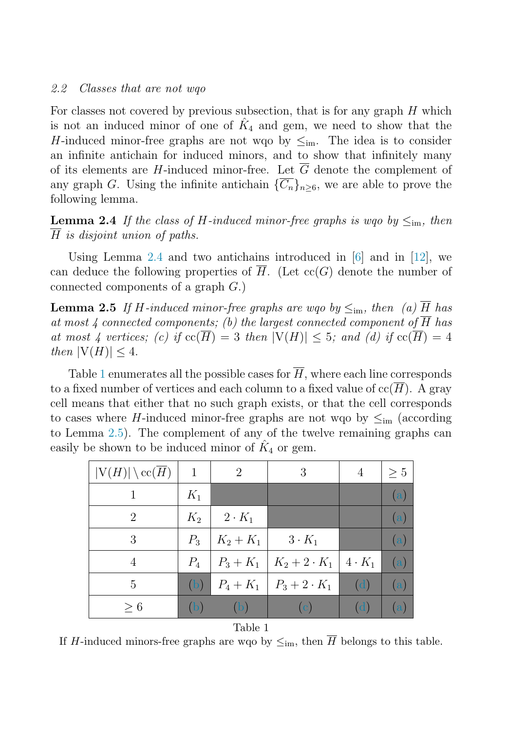### 2.2 Classes that are not wqo

For classes not covered by previous subsection, that is for any graph $H$ which is not an induced minor of one of $\hat{K}_4$ and gem, we need to show that the $H$-induced minor-free graphs are not wqo by $\leq_{\mathrm{im}}$. The idea is to consider an infinite antichain for induced minors, and to show that infinitely many of its elements are $H$-induced minor-free. Let $\overline{G}$ denote the complement of any graph $G$. Using the infinite antichain $\{\overline{C_n}\}_{n \geq 6}$, we are able to prove the following lemma.

**Lemma 2.4** *If the class of $H$-induced minor-free graphs is wqo by $\leq_{\mathrm{im}}$, then $\overline{H}$ is disjoint union of paths.*

Using Lemma 2.4 and two antichains introduced in [6] and in [12], we can deduce the following properties of $\overline{H}$. (Let $\mathrm{cc}(G)$ denote the number of connected components of a graph $G$.)

**Lemma 2.5** *If $H$-induced minor-free graphs are wqo by $\leq_{\mathrm{im}}$, then (a) $\overline{H}$ has at most 4 connected components; (b) the largest connected component of $\overline{H}$ has at most 4 vertices; (c) if $\mathrm{cc}(\overline{H}) = 3$ then $|\mathrm{V}(H)| \leq 5$; and (d) if $\mathrm{cc}(\overline{H}) = 4$ then $|\mathrm{V}(H)| \leq 4$.*

Table 1 enumerates all the possible cases for $\overline{H}$, where each line corresponds to a fixed number of vertices and each column to a fixed value of $\mathrm{cc}(\overline{H})$. A gray cell means that either that no such graph exists, or that the cell corresponds to cases where $H$-induced minor-free graphs are not wqo by $\leq_{\mathrm{im}}$ (according to Lemma 2.5). The complement of any of the twelve remaining graphs can easily be shown to be induced minor of $\hat{K}_4$ or gem.

| $\lvert\mathrm{V}(H)\rvert \setminus \mathrm{cc}(\overline{H})$ | 1 | 2 | 3 | 4 | $\geq 5$ |
|---|---|---|---|---|---|
| 1 | $K_1$ | | | | (a) |
| 2 | $K_2$ | $2 \cdot K_1$ | | | (a) |
| 3 | $P_3$ | $K_2 + K_1$ | $3 \cdot K_1$ | | (a) |
| 4 | $P_4$ | $P_3 + K_1$ | $K_2 + 2 \cdot K_1$ | $4 \cdot K_1$ | (a) |
| 5 | (b) | $P_4 + K_1$ | $P_3 + 2 \cdot K_1$ | (d) | (a) |
| $\geq 6$ | (b) | (b) | (c) | (d) | (a) |

Table 1
If $H$-induced minors-free graphs are wqo by $\leq_{\mathrm{im}}$, then $\overline{H}$ belongs to this table.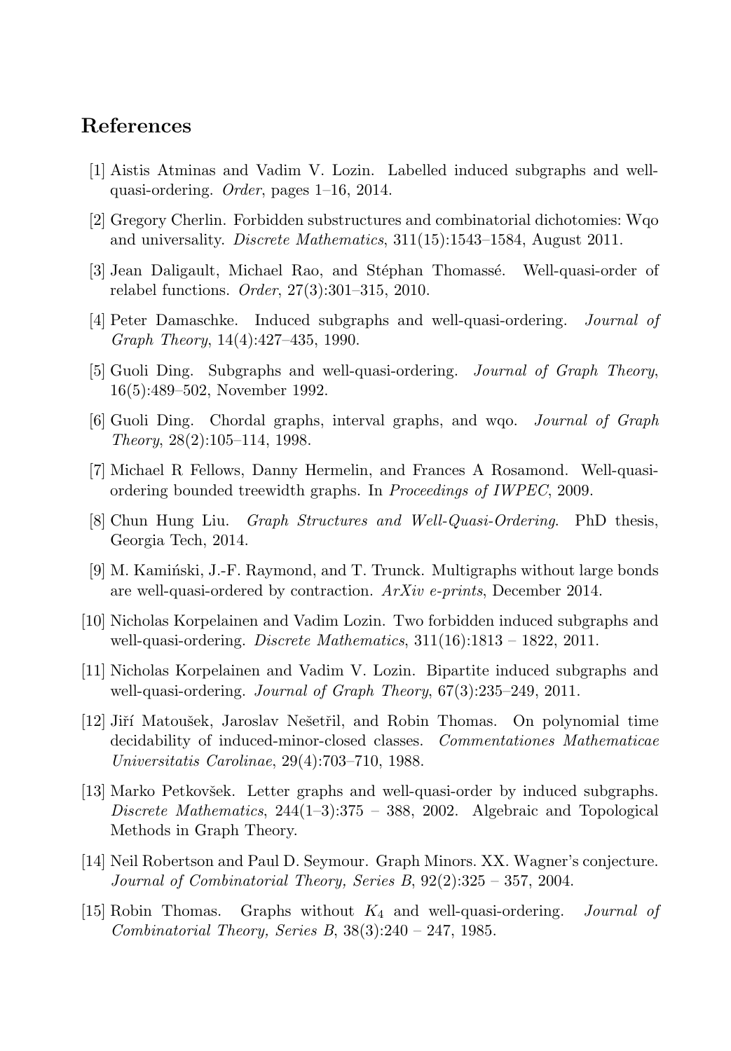## References

[1] Aistis Atminas and Vadim V. Lozin. Labelled induced subgraphs and well-quasi-ordering. *Order*, pages 1–16, 2014.

[2] Gregory Cherlin. Forbidden substructures and combinatorial dichotomies: Wqo and universality. *Discrete Mathematics*, 311(15):1543–1584, August 2011.

[3] Jean Daligault, Michael Rao, and Stéphan Thomassé. Well-quasi-order of relabel functions. *Order*, 27(3):301–315, 2010.

[4] Peter Damaschke. Induced subgraphs and well-quasi-ordering. *Journal of Graph Theory*, 14(4):427–435, 1990.

[5] Guoli Ding. Subgraphs and well-quasi-ordering. *Journal of Graph Theory*, 16(5):489–502, November 1992.

[6] Guoli Ding. Chordal graphs, interval graphs, and wqo. *Journal of Graph Theory*, 28(2):105–114, 1998.

[7] Michael R Fellows, Danny Hermelin, and Frances A Rosamond. Well-quasi-ordering bounded treewidth graphs. In *Proceedings of IWPEC*, 2009.

[8] Chun Hung Liu. *Graph Structures and Well-Quasi-Ordering*. PhD thesis, Georgia Tech, 2014.

[9] M. Kamiński, J.-F. Raymond, and T. Trunck. Multigraphs without large bonds are well-quasi-ordered by contraction. *ArXiv e-prints*, December 2014.

[10] Nicholas Korpelainen and Vadim Lozin. Two forbidden induced subgraphs and well-quasi-ordering. *Discrete Mathematics*, 311(16):1813 – 1822, 2011.

[11] Nicholas Korpelainen and Vadim V. Lozin. Bipartite induced subgraphs and well-quasi-ordering. *Journal of Graph Theory*, 67(3):235–249, 2011.

[12] Jiří Matoušek, Jaroslav Nešetřil, and Robin Thomas. On polynomial time decidability of induced-minor-closed classes. *Commentationes Mathematicae Universitatis Carolinae*, 29(4):703–710, 1988.

[13] Marko Petkovšek. Letter graphs and well-quasi-order by induced subgraphs. *Discrete Mathematics*, 244(1–3):375 – 388, 2002. Algebraic and Topological Methods in Graph Theory.

[14] Neil Robertson and Paul D. Seymour. Graph Minors. XX. Wagner's conjecture. *Journal of Combinatorial Theory, Series B*, 92(2):325 – 357, 2004.

[15] Robin Thomas. Graphs without $K_4$ and well-quasi-ordering. *Journal of Combinatorial Theory, Series B*, 38(3):240 – 247, 1985.